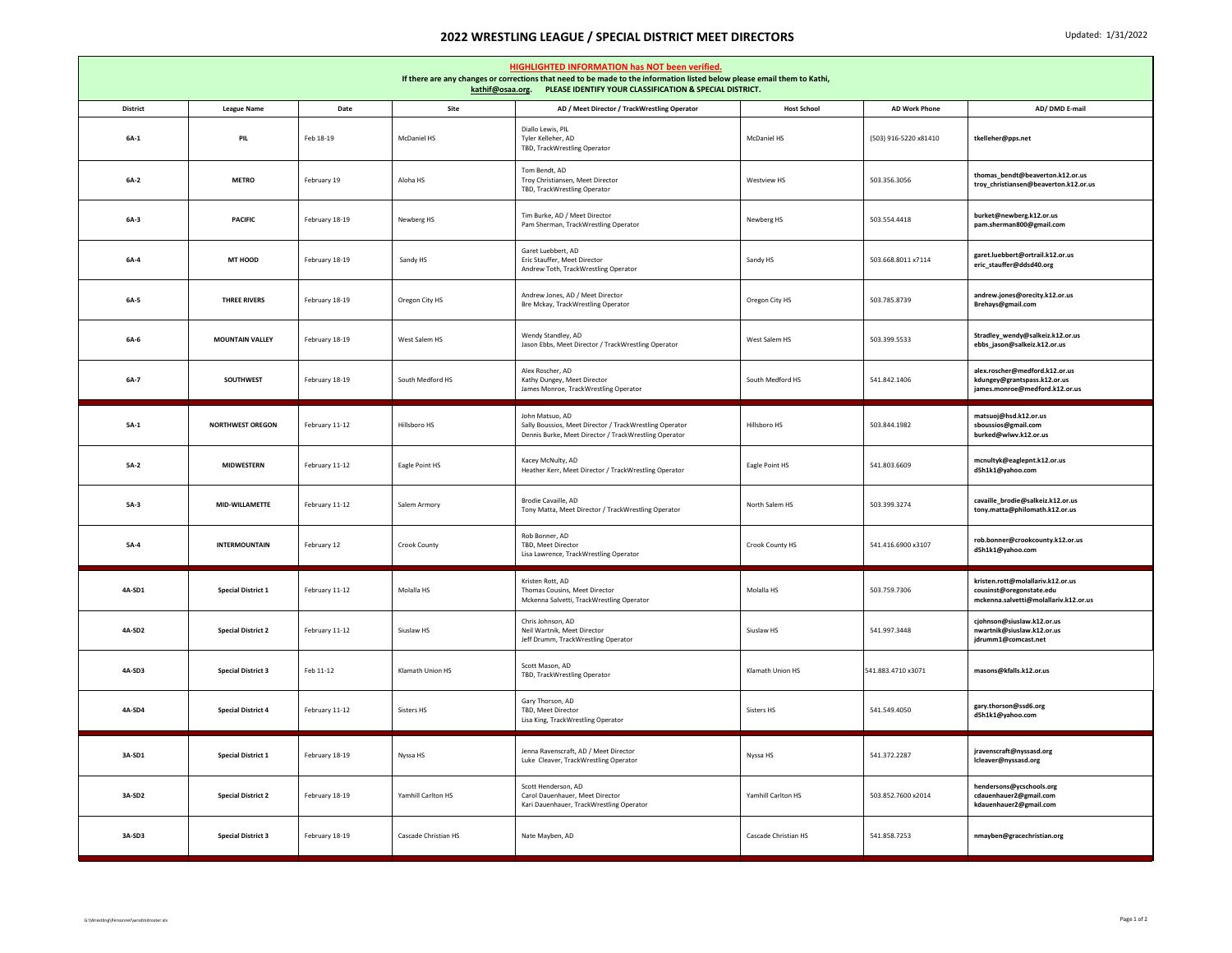# 2022 WRESTLING LEAGUE / SPECIAL DISTRICT MEET DIRECTORS

Updated: 1/31/2022

**HIGHLIGHTED INFORMATION has NOT been verified.**
If there are any changes or corrections that need to be made to the information listed below please email them to Kathi, kathif@osaa.org. PLEASE IDENTIFY YOUR CLASSIFICATION & SPECIAL DISTRICT.

| District | League Name | Date | Site | AD / Meet Director / TrackWrestling Operator | Host School | AD Work Phone | AD/ DMD E-mail |
|---|---|---|---|---|---|---|---|
| 6A-1 | PIL | Feb 18-19 | McDaniel HS | Diallo Lewis, PIL<br>Tyler Kelleher, AD<br>TBD, TrackWrestling Operator | McDaniel HS | (503) 916-5220 x81410 | tkelleher@pps.net |
| 6A-2 | METRO | February 19 | Aloha HS | Tom Bendt, AD<br>Troy Christiansen, Meet Director<br>TBD, TrackWrestling Operator | Westview HS | 503.356.3056 | thomas_bendt@beaverton.k12.or.us<br>troy_christiansen@beaverton.k12.or.us |
| 6A-3 | PACIFIC | February 18-19 | Newberg HS | Tim Burke, AD / Meet Director<br>Pam Sherman, TrackWrestling Operator | Newberg HS | 503.554.4418 | burket@newberg.k12.or.us<br>pam.sherman800@gmail.com |
| 6A-4 | MT HOOD | February 18-19 | Sandy HS | Garet Luebbert, AD<br>Eric Stauffer, Meet Director<br>Andrew Toth, TrackWrestling Operator | Sandy HS | 503.668.8011 x7114 | garet.luebbert@ortrail.k12.or.us<br>eric_stauffer@ddsd40.org |
| 6A-5 | THREE RIVERS | February 18-19 | Oregon City HS | Andrew Jones, AD / Meet Director<br>Bre Mckay, TrackWrestling Operator | Oregon City HS | 503.785.8739 | andrew.jones@orecity.k12.or.us<br>Brehays@gmail.com |
| 6A-6 | MOUNTAIN VALLEY | February 18-19 | West Salem HS | Wendy Standley, AD<br>Jason Ebbs, Meet Director / TrackWrestling Operator | West Salem HS | 503.399.5533 | Stradley_wendy@salkeiz.k12.or.us<br>ebbs_jason@salkeiz.k12.or.us |
| 6A-7 | SOUTHWEST | February 18-19 | South Medford HS | Alex Roscher, AD<br>Kathy Dungey, Meet Director<br>James Monroe, TrackWrestling Operator | South Medford HS | 541.842.1406 | alex.roscher@medford.k12.or.us<br>kdungey@grantspass.k12.or.us<br>james.monroe@medford.k12.or.us |
| 5A-1 | NORTHWEST OREGON | February 11-12 | Hillsboro HS | John Matsuo, AD<br>Sally Boussios, Meet Director / TrackWrestling Operator<br>Dennis Burke, Meet Director / TrackWrestling Operator | Hillsboro HS | 503.844.1982 | matsuoj@hsd.k12.or.us<br>sboussios@gmail.com<br>burked@wlwv.k12.or.us |
| 5A-2 | MIDWESTERN | February 11-12 | Eagle Point HS | Kacey McNulty, AD<br>Heather Kerr, Meet Director / TrackWrestling Operator | Eagle Point HS | 541.803.6609 | mcnultyk@eaglepnt.k12.or.us<br>d5h1k1@yahoo.com |
| 5A-3 | MID-WILLAMETTE | February 11-12 | Salem Armory | Brodie Cavaille, AD<br>Tony Matta, Meet Director / TrackWrestling Operator | North Salem HS | 503.399.3274 | cavaille_brodie@salkeiz.k12.or.us<br>tony.matta@philomath.k12.or.us |
| 5A-4 | INTERMOUNTAIN | February 12 | Crook County | Rob Bonner, AD<br>TBD, Meet Director<br>Lisa Lawrence, TrackWrestling Operator | Crook County HS | 541.416.6900 x3107 | rob.bonner@crookcounty.k12.or.us<br>d5h1k1@yahoo.com |
| 4A-SD1 | Special District 1 | February 11-12 | Molalla HS | Kristen Rott, AD<br>Thomas Cousins, Meet Director<br>Mckenna Salvetti, TrackWrestling Operator | Molalla HS | 503.759.7306 | kristen.rott@molallariv.k12.or.us<br>cousinst@oregonstate.edu<br>mckenna.salvetti@molallariv.k12.or.us |
| 4A-SD2 | Special District 2 | February 11-12 | Siuslaw HS | Chris Johnson, AD<br>Neil Wartnik, Meet Director<br>Jeff Drumm, TrackWrestling Operator | Siuslaw HS | 541.997.3448 | cjohnson@siuslaw.k12.or.us<br>nwartnik@siuslaw.k12.or.us<br>jdrumm1@comcast.net |
| 4A-SD3 | Special District 3 | Feb 11-12 | Klamath Union HS | Scott Mason, AD<br>TBD, TrackWrestling Operator | Klamath Union HS | 541.883.4710 x3071 | masons@kfalls.k12.or.us |
| 4A-SD4 | Special District 4 | February 11-12 | Sisters HS | Gary Thorson, AD<br>TBD, Meet Director<br>Lisa King, TrackWrestling Operator | Sisters HS | 541.549.4050 | gary.thorson@ssd6.org<br>d5h1k1@yahoo.com |
| 3A-SD1 | Special District 1 | February 18-19 | Nyssa HS | Jenna Ravenscraft, AD / Meet Director<br>Luke Cleaver, TrackWrestling Operator | Nyssa HS | 541.372.2287 | jravenscraft@nyssasd.org<br>lcleaver@nyssasd.org |
| 3A-SD2 | Special District 2 | February 18-19 | Yamhill Carlton HS | Scott Henderson, AD<br>Carol Dauenhauer, Meet Director<br>Kari Dauenhauer, TrackWrestling Operator | Yamhill Carlton HS | 503.852.7600 x2014 | hendersons@ycschools.org<br>cdauenhauer2@gmail.com<br>kdauenhauer2@gmail.com |
| 3A-SD3 | Special District 3 | February 18-19 | Cascade Christian HS | Nate Mayben, AD | Cascade Christian HS | 541.858.7253 | nmayben@gracechristian.org |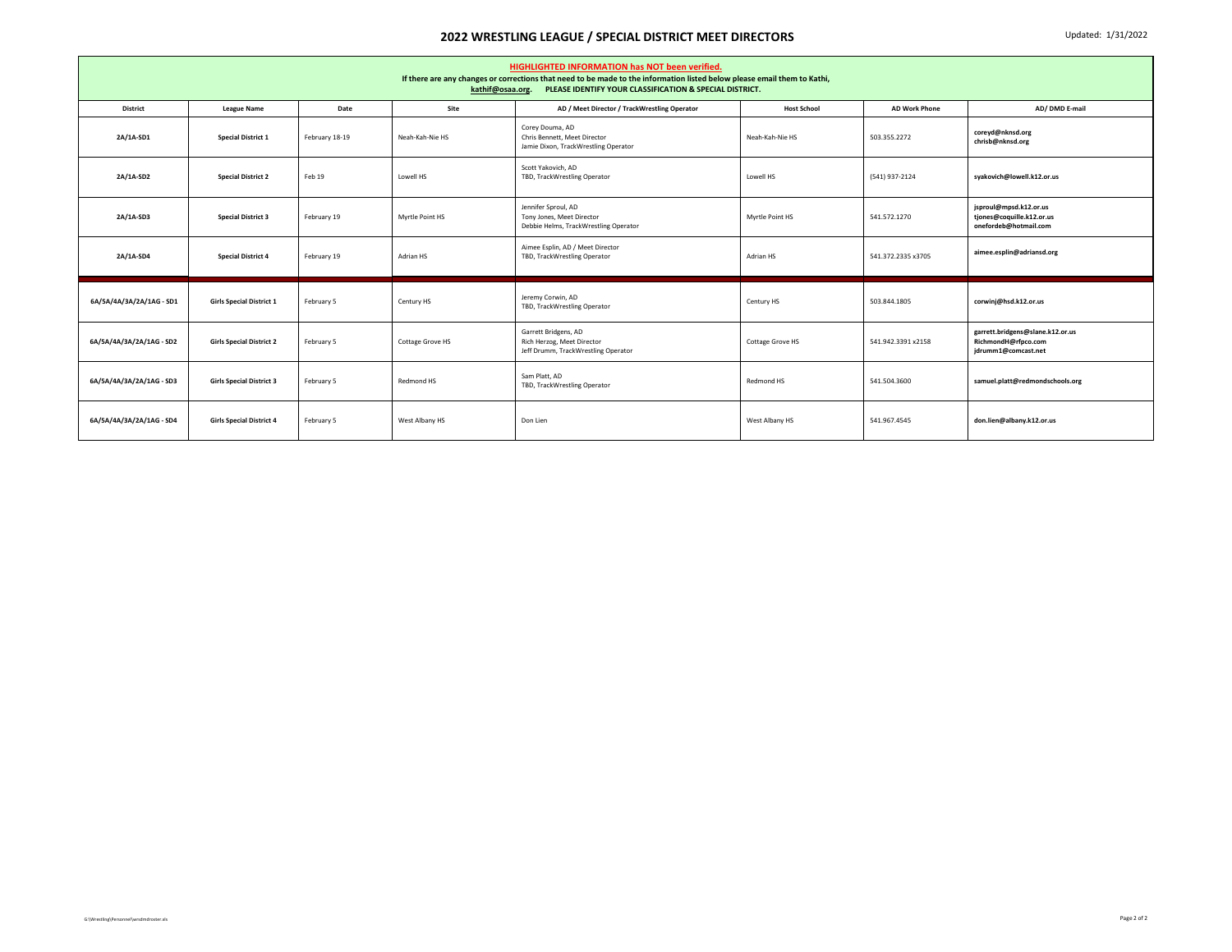# 2022 WRESTLING LEAGUE / SPECIAL DISTRICT MEET DIRECTORS

Updated: 1/31/2022

**HIGHLIGHTED INFORMATION has NOT been verified.**
**If there are any changes or corrections that need to be made to the information listed below please email them to Kathi, kathif@osaa.org. PLEASE IDENTIFY YOUR CLASSIFICATION & SPECIAL DISTRICT.**

| District | League Name | Date | Site | AD / Meet Director / TrackWrestling Operator | Host School | AD Work Phone | AD/ DMD E-mail |
|---|---|---|---|---|---|---|---|
| 2A/1A-SD1 | Special District 1 | February 18-19 | Neah-Kah-Nie HS | Corey Douma, AD<br>Chris Bennett, Meet Director<br>Jamie Dixon, TrackWrestling Operator | Neah-Kah-Nie HS | 503.355.2272 | coreyd@nknsd.org<br>chrisb@nknsd.org |
| 2A/1A-SD2 | Special District 2 | Feb 19 | Lowell HS | Scott Yakovich, AD<br>TBD, TrackWrestling Operator | Lowell HS | (541) 937-2124 | syakovich@lowell.k12.or.us |
| 2A/1A-SD3 | Special District 3 | February 19 | Myrtle Point HS | Jennifer Sproul, AD<br>Tony Jones, Meet Director<br>Debbie Helms, TrackWrestling Operator | Myrtle Point HS | 541.572.1270 | jsproul@mpsd.k12.or.us<br>tjones@coquille.k12.or.us<br>onefordeb@hotmail.com |
| 2A/1A-SD4 | Special District 4 | February 19 | Adrian HS | Aimee Esplin, AD / Meet Director<br>TBD, TrackWrestling Operator | Adrian HS | 541.372.2335 x3705 | aimee.esplin@adriansd.org |
| 6A/5A/4A/3A/2A/1AG - SD1 | Girls Special District 1 | February 5 | Century HS | Jeremy Corwin, AD<br>TBD, TrackWrestling Operator | Century HS | 503.844.1805 | corwinj@hsd.k12.or.us |
| 6A/5A/4A/3A/2A/1AG - SD2 | Girls Special District 2 | February 5 | Cottage Grove HS | Garrett Bridgens, AD<br>Rich Herzog, Meet Director<br>Jeff Drumm, TrackWrestling Operator | Cottage Grove HS | 541.942.3391 x2158 | garrett.bridgens@slane.k12.or.us<br>RichmondH@rfpco.com<br>jdrumm1@comcast.net |
| 6A/5A/4A/3A/2A/1AG - SD3 | Girls Special District 3 | February 5 | Redmond HS | Sam Platt, AD<br>TBD, TrackWrestling Operator | Redmond HS | 541.504.3600 | samuel.platt@redmondschools.org |
| 6A/5A/4A/3A/2A/1AG - SD4 | Girls Special District 4 | February 5 | West Albany HS | Don Lien | West Albany HS | 541.967.4545 | don.lien@albany.k12.or.us |

G:\Wrestling\Personnel\wrsdmdroster.xls